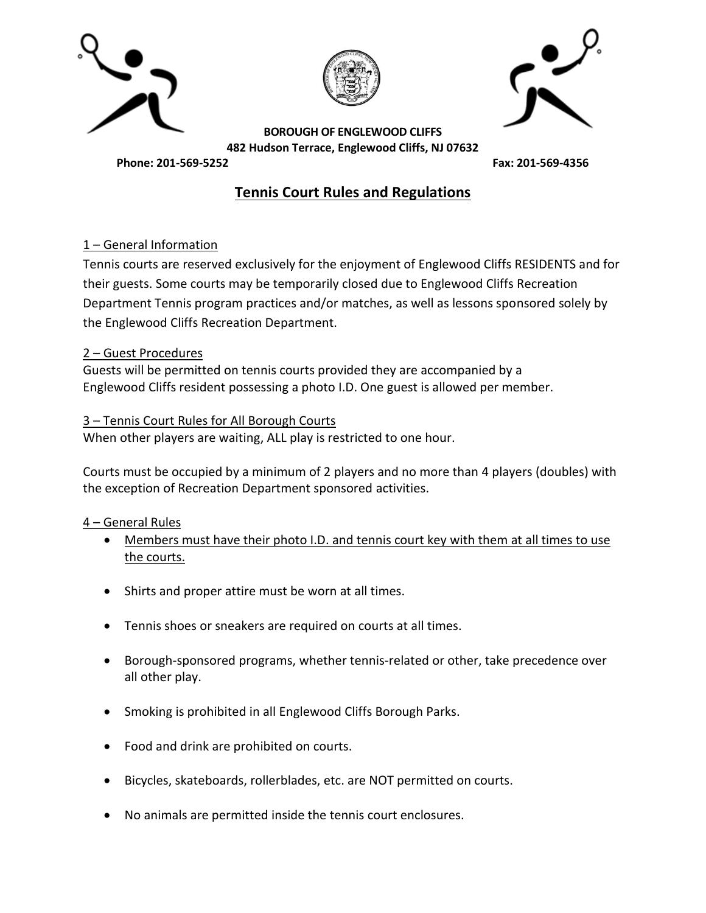**BOROUGH OF ENGLEWOOD CLIFFS**
**482 Hudson Terrace, Englewood Cliffs, NJ 07632**
**Phone: 201-569-5252** **Fax: 201-569-4356**

# Tennis Court Rules and Regulations

## 1 – General Information

Tennis courts are reserved exclusively for the enjoyment of Englewood Cliffs RESIDENTS and for their guests. Some courts may be temporarily closed due to Englewood Cliffs Recreation Department Tennis program practices and/or matches, as well as lessons sponsored solely by the Englewood Cliffs Recreation Department.

## 2 – Guest Procedures

Guests will be permitted on tennis courts provided they are accompanied by a Englewood Cliffs resident possessing a photo I.D. One guest is allowed per member.

## 3 – Tennis Court Rules for All Borough Courts

When other players are waiting, ALL play is restricted to one hour.

Courts must be occupied by a minimum of 2 players and no more than 4 players (doubles) with the exception of Recreation Department sponsored activities.

## 4 – General Rules

- Members must have their photo I.D. and tennis court key with them at all times to use the courts.
- Shirts and proper attire must be worn at all times.
- Tennis shoes or sneakers are required on courts at all times.
- Borough-sponsored programs, whether tennis-related or other, take precedence over all other play.
- Smoking is prohibited in all Englewood Cliffs Borough Parks.
- Food and drink are prohibited on courts.
- Bicycles, skateboards, rollerblades, etc. are NOT permitted on courts.
- No animals are permitted inside the tennis court enclosures.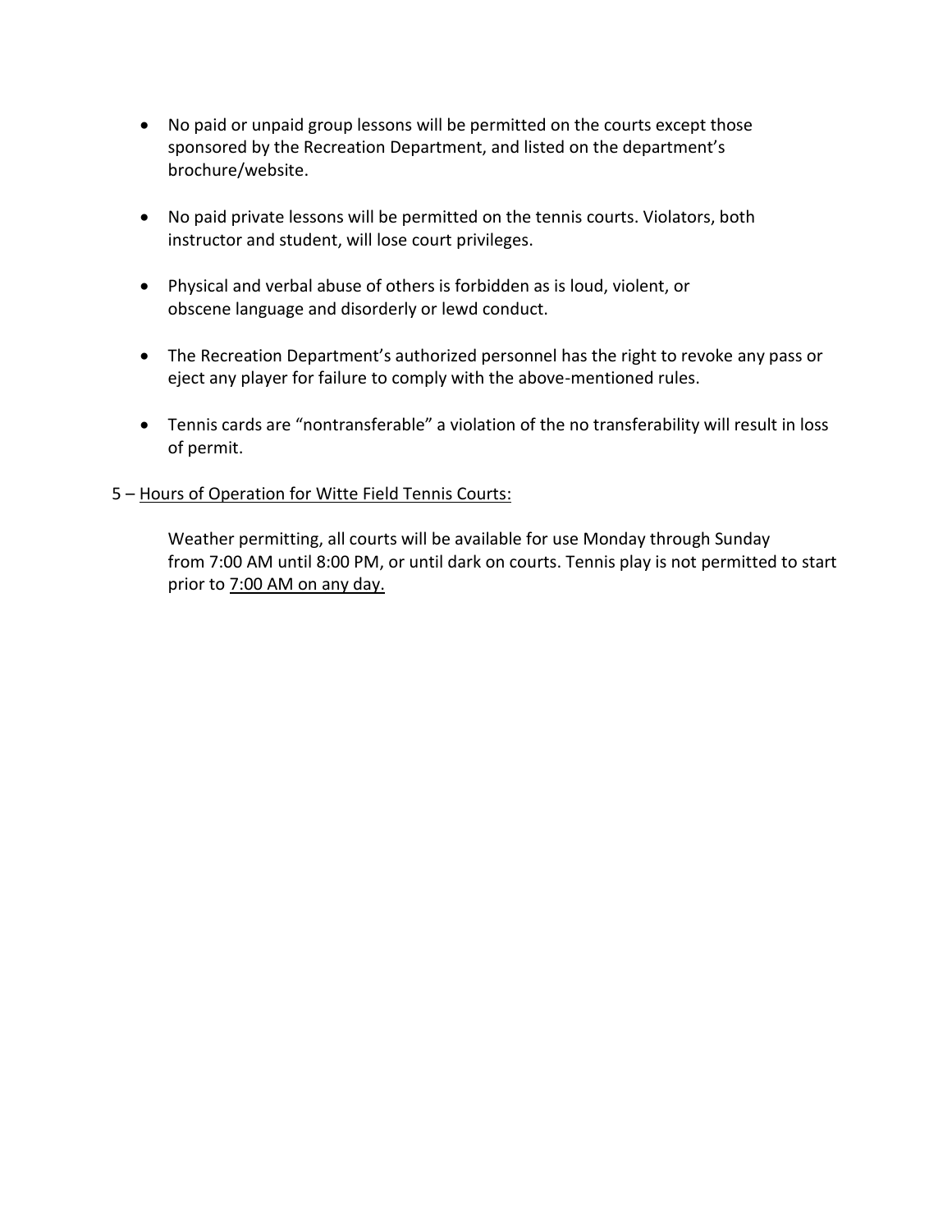- No paid or unpaid group lessons will be permitted on the courts except those sponsored by the Recreation Department, and listed on the department's brochure/website.

- No paid private lessons will be permitted on the tennis courts. Violators, both instructor and student, will lose court privileges.

- Physical and verbal abuse of others is forbidden as is loud, violent, or obscene language and disorderly or lewd conduct.

- The Recreation Department's authorized personnel has the right to revoke any pass or eject any player for failure to comply with the above-mentioned rules.

- Tennis cards are "nontransferable" a violation of the no transferability will result in loss of permit.

5 – <u>Hours of Operation for Witte Field Tennis Courts:</u>

Weather permitting, all courts will be available for use Monday through Sunday from 7:00 AM until 8:00 PM, or until dark on courts. Tennis play is not permitted to start prior to <u>7:00 AM on any day.</u>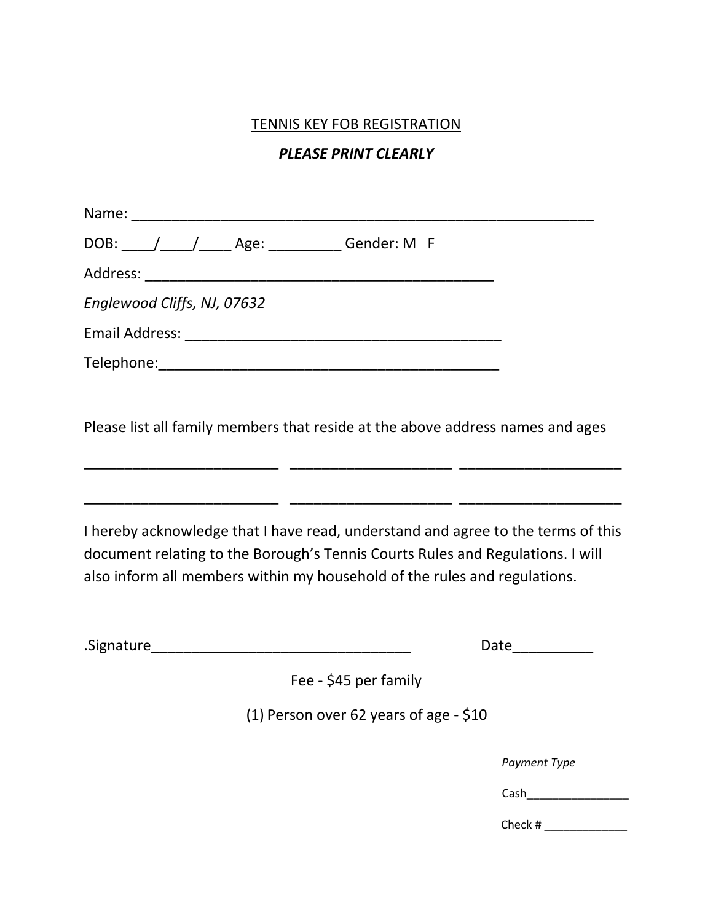# TENNIS KEY FOB REGISTRATION

***PLEASE PRINT CLEARLY***

Name: ___________________________________________________________

DOB: ____/____/____ Age: _________ Gender: M F

Address: ____________________________________________

*Englewood Cliffs, NJ, 07632*

Email Address: ________________________________________

Telephone:___________________________________________

Please list all family members that reside at the above address names and ages

________________________ ____________________ ____________________

________________________ ____________________ ____________________

I hereby acknowledge that I have read, understand and agree to the terms of this document relating to the Borough's Tennis Courts Rules and Regulations. I will also inform all members within my household of the rules and regulations.

.Signature________________________________ Date__________

Fee - $45 per family

(1) Person over 62 years of age - $10

*Payment Type*

Cash________________

Check # _____________